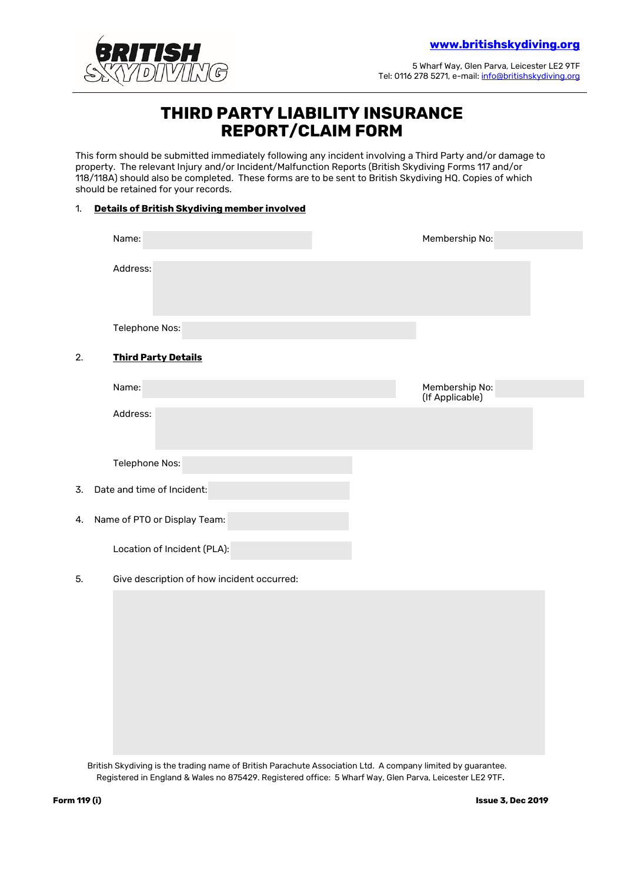**BRITISH SKYDIVING**

**www.britishskydiving.org**

5 Wharf Way, Glen Parva, Leicester LE2 9TF
Tel: 0116 278 5271, e-mail: info@britishskydiving.org

# THIRD PARTY LIABILITY INSURANCE REPORT/CLAIM FORM

This form should be submitted immediately following any incident involving a Third Party and/or damage to property. The relevant Injury and/or Incident/Malfunction Reports (British Skydiving Forms 117 and/or 118/118A) should also be completed. These forms are to be sent to British Skydiving HQ. Copies of which should be retained for your records.

1. **Details of British Skydiving member involved**

   Name:

   Membership No:

   Address:

   Telephone Nos:

2. **Third Party Details**

   Name:

   Membership No: (If Applicable)

   Address:

   Telephone Nos:

3. Date and time of Incident:

4. Name of PTO or Display Team:

   Location of Incident (PLA):

5. Give description of how incident occurred:

British Skydiving is the trading name of British Parachute Association Ltd. A company limited by guarantee. Registered in England & Wales no 875429. Registered office: 5 Wharf Way, Glen Parva, Leicester LE2 9TF.

**Form 119 (i)** **Issue 3, Dec 2019**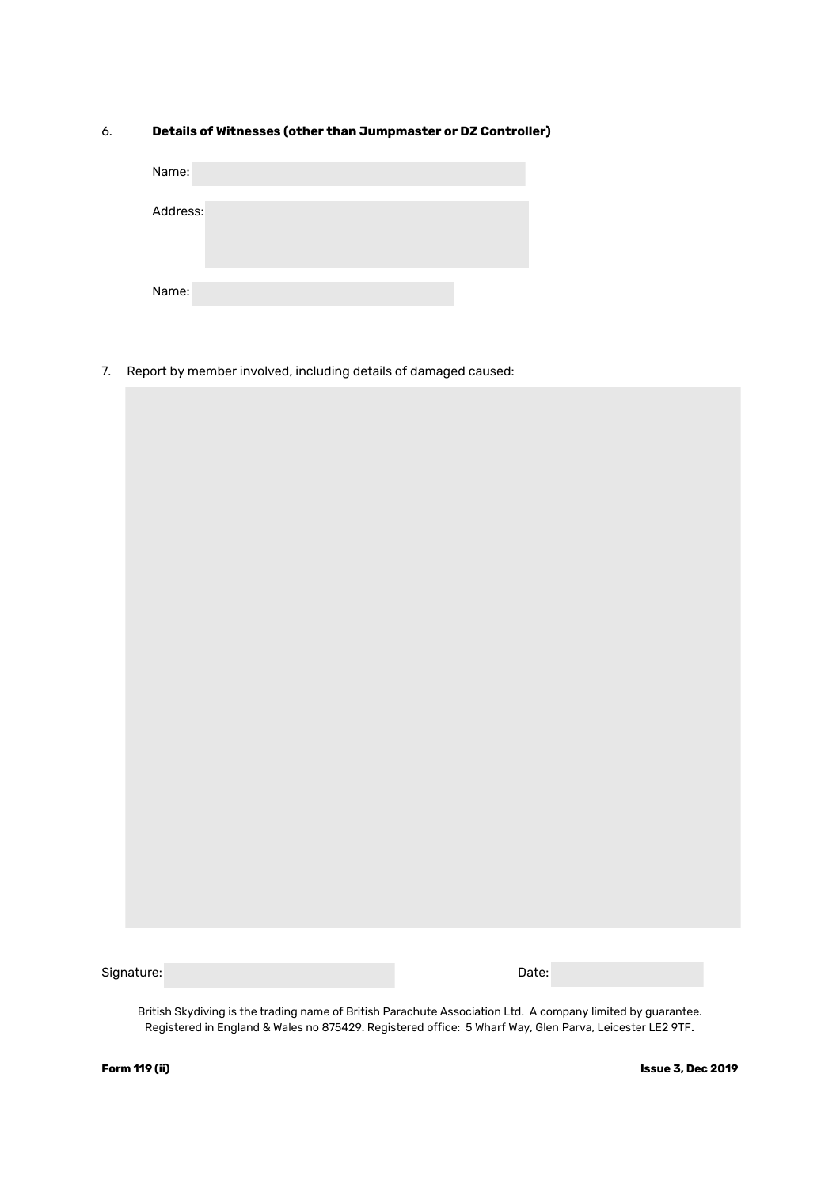6. **Details of Witnesses (other than Jumpmaster or DZ Controller)**

Name:

Address:

Name:

7. Report by member involved, including details of damaged caused:

Signature:

Date:

British Skydiving is the trading name of British Parachute Association Ltd. A company limited by guarantee. Registered in England & Wales no 875429. Registered office: 5 Wharf Way, Glen Parva, Leicester LE2 9TF.

**Form 119 (ii)** **Issue 3, Dec 2019**